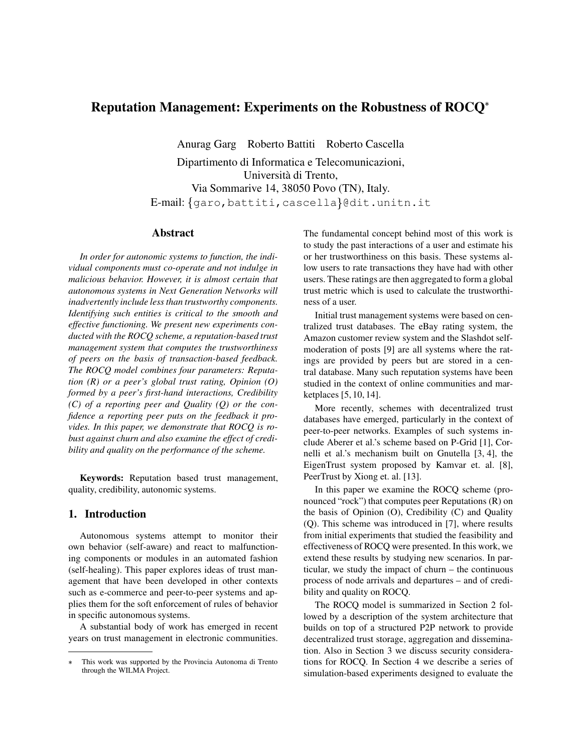# Reputation Management: Experiments on the Robustness of ROCQ*

Anurag Garg   Roberto Battiti   Roberto Cascella

Dipartimento di Informatica e Telecomunicazioni,
Università di Trento,
Via Sommarive 14, 38050 Povo (TN), Italy.
E-mail: {garo,battiti,cascella}@dit.unitn.it

## Abstract

*In order for autonomic systems to function, the individual components must co-operate and not indulge in malicious behavior. However, it is almost certain that autonomous systems in Next Generation Networks will inadvertently include less than trustworthy components. Identifying such entities is critical to the smooth and effective functioning. We present new experiments conducted with the ROCQ scheme, a reputation-based trust management system that computes the trustworthiness of peers on the basis of transaction-based feedback. The ROCQ model combines four parameters: Reputation (R) or a peer's global trust rating, Opinion (O) formed by a peer's first-hand interactions, Credibility (C) of a reporting peer and Quality (Q) or the confidence a reporting peer puts on the feedback it provides. In this paper, we demonstrate that ROCQ is robust against churn and also examine the effect of credibility and quality on the performance of the scheme.*

**Keywords:** Reputation based trust management, quality, credibility, autonomic systems.

## 1. Introduction

Autonomous systems attempt to monitor their own behavior (self-aware) and react to malfunctioning components or modules in an automated fashion (self-healing). This paper explores ideas of trust management that have been developed in other contexts such as e-commerce and peer-to-peer systems and applies them for the soft enforcement of rules of behavior in specific autonomous systems.

A substantial body of work has emerged in recent years on trust management in electronic communities. The fundamental concept behind most of this work is to study the past interactions of a user and estimate his or her trustworthiness on this basis. These systems allow users to rate transactions they have had with other users. These ratings are then aggregated to form a global trust metric which is used to calculate the trustworthiness of a user.

Initial trust management systems were based on centralized trust databases. The eBay rating system, the Amazon customer review system and the Slashdot self-moderation of posts [9] are all systems where the ratings are provided by peers but are stored in a central database. Many such reputation systems have been studied in the context of online communities and marketplaces [5, 10, 14].

More recently, schemes with decentralized trust databases have emerged, particularly in the context of peer-to-peer networks. Examples of such systems include Aberer et al.'s scheme based on P-Grid [1], Cornelli et al.'s mechanism built on Gnutella [3, 4], the EigenTrust system proposed by Kamvar et. al. [8], PeerTrust by Xiong et. al. [13].

In this paper we examine the ROCQ scheme (pronounced "rock") that computes peer Reputations (R) on the basis of Opinion (O), Credibility (C) and Quality (Q). This scheme was introduced in [7], where results from initial experiments that studied the feasibility and effectiveness of ROCQ were presented. In this work, we extend these results by studying new scenarios. In particular, we study the impact of churn – the continuous process of node arrivals and departures – and of credibility and quality on ROCQ.

The ROCQ model is summarized in Section 2 followed by a description of the system architecture that builds on top of a structured P2P network to provide decentralized trust storage, aggregation and dissemination. Also in Section 3 we discuss security considerations for ROCQ. In Section 4 we describe a series of simulation-based experiments designed to evaluate the

* This work was supported by the Provincia Autonoma di Trento through the WILMA Project.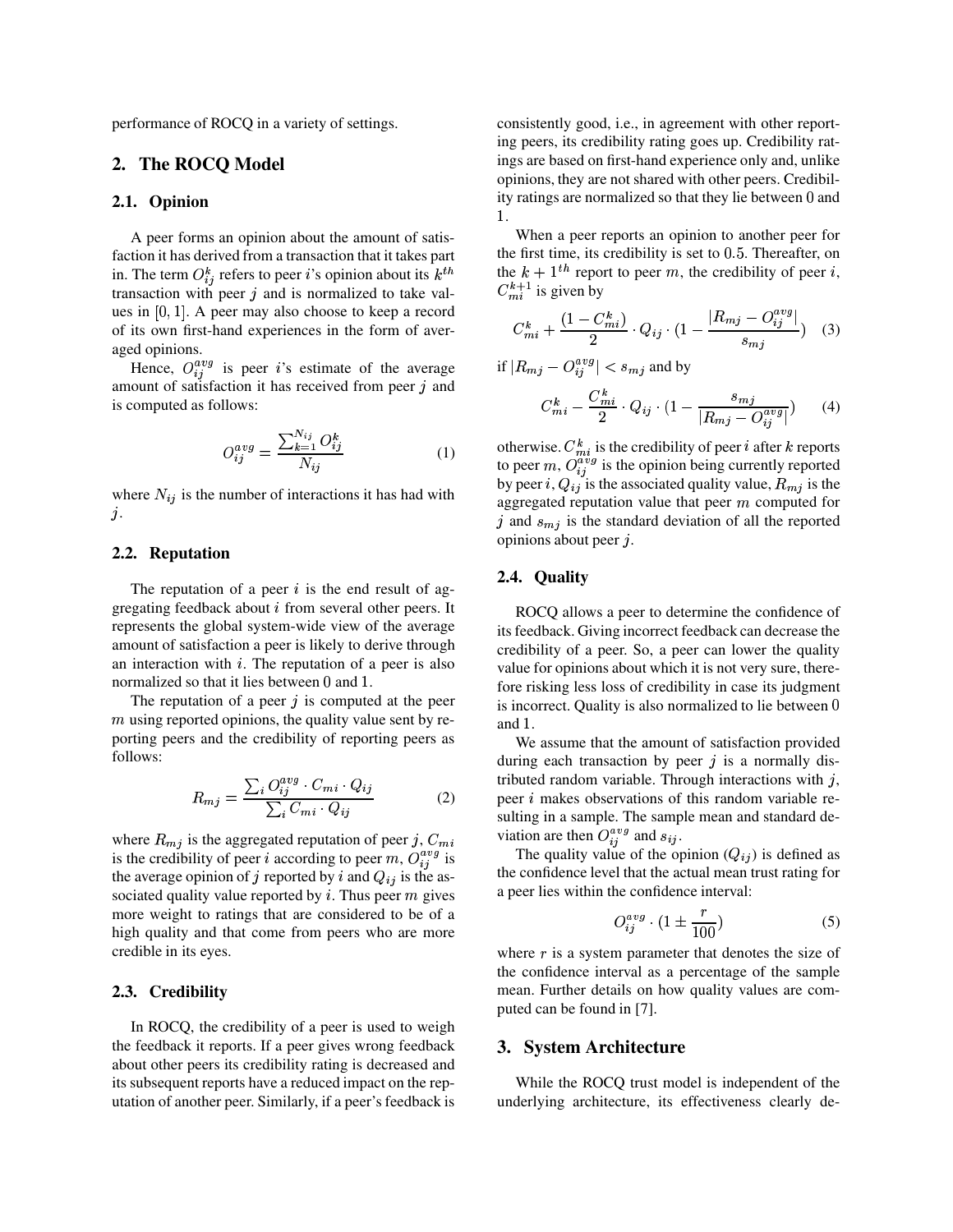performance of ROCQ in a variety of settings.

## 2. The ROCQ Model

### 2.1. Opinion

A peer forms an opinion about the amount of satisfaction it has derived from a transaction that it takes part in. The term $O_{ij}^{k}$ refers to peer $i$'s opinion about its $k^{th}$ transaction with peer $j$ and is normalized to take values in $[0, 1]$. A peer may also choose to keep a record of its own first-hand experiences in the form of averaged opinions.

Hence, $O_{ij}^{avg}$ is peer $i$'s estimate of the average amount of satisfaction it has received from peer $j$ and is computed as follows:

$$O_{ij}^{avg} = \frac{\sum_{k=1}^{N_{ij}} O_{ij}^{k}}{N_{ij}} \quad (1)$$

where $N_{ij}$ is the number of interactions it has had with $j$.

### 2.2. Reputation

The reputation of a peer $i$ is the end result of aggregating feedback about $i$ from several other peers. It represents the global system-wide view of the average amount of satisfaction a peer is likely to derive through an interaction with $i$. The reputation of a peer is also normalized so that it lies between 0 and 1.

The reputation of a peer $j$ is computed at the peer $m$ using reported opinions, the quality value sent by reporting peers and the credibility of reporting peers as follows:

$$R_{mj} = \frac{\sum_{i} O_{ij}^{avg} \cdot C_{mi} \cdot Q_{ij}}{\sum_{i} C_{mi} \cdot Q_{ij}} \quad (2)$$

where $R_{mj}$ is the aggregated reputation of peer $j$, $C_{mi}$ is the credibility of peer $i$ according to peer $m$, $O_{ij}^{avg}$ is the average opinion of $j$ reported by $i$ and $Q_{ij}$ is the associated quality value reported by $i$. Thus peer $m$ gives more weight to ratings that are considered to be of a high quality and that come from peers who are more credible in its eyes.

### 2.3. Credibility

In ROCQ, the credibility of a peer is used to weigh the feedback it reports. If a peer gives wrong feedback about other peers its credibility rating is decreased and its subsequent reports have a reduced impact on the reputation of another peer. Similarly, if a peer's feedback is consistently good, i.e., in agreement with other reporting peers, its credibility rating goes up. Credibility ratings are based on first-hand experience only and, unlike opinions, they are not shared with other peers. Credibility ratings are normalized so that they lie between 0 and 1.

When a peer reports an opinion to another peer for the first time, its credibility is set to 0.5. Thereafter, on the $k+1^{th}$ report to peer $m$, the credibility of peer $i$, $C_{mi}^{k+1}$ is given by

$$C_{mi}^{k} + \frac{(1 - C_{mi}^{k})}{2} \cdot Q_{ij} \cdot \left(1 - \frac{|R_{mj} - O_{ij}^{avg}|}{s_{mj}}\right) \quad (3)$$

if $|R_{mj} - O_{ij}^{avg}| < s_{mj}$ and by

$$C_{mi}^{k} - \frac{C_{mi}^{k}}{2} \cdot Q_{ij} \cdot \left(1 - \frac{s_{mj}}{|R_{mj} - O_{ij}^{avg}|}\right) \quad (4)$$

otherwise. $C_{mi}^{k}$ is the credibility of peer $i$ after $k$ reports to peer $m$, $O_{ij}^{avg}$ is the opinion being currently reported by peer $i$, $Q_{ij}$ is the associated quality value, $R_{mj}$ is the aggregated reputation value that peer $m$ computed for $j$ and $s_{mj}$ is the standard deviation of all the reported opinions about peer $j$.

### 2.4. Quality

ROCQ allows a peer to determine the confidence of its feedback. Giving incorrect feedback can decrease the credibility of a peer. So, a peer can lower the quality value for opinions about which it is not very sure, therefore risking less loss of credibility in case its judgment is incorrect. Quality is also normalized to lie between 0 and 1.

We assume that the amount of satisfaction provided during each transaction by peer $j$ is a normally distributed random variable. Through interactions with $j$, peer $i$ makes observations of this random variable resulting in a sample. The sample mean and standard deviation are then $O_{ij}^{avg}$ and $s_{ij}$.

The quality value of the opinion ($Q_{ij}$) is defined as the confidence level that the actual mean trust rating for a peer lies within the confidence interval:

$$O_{ij}^{avg} \cdot \left(1 \pm \frac{r}{100}\right) \quad (5)$$

where $r$ is a system parameter that denotes the size of the confidence interval as a percentage of the sample mean. Further details on how quality values are computed can be found in [7].

## 3. System Architecture

While the ROCQ trust model is independent of the underlying architecture, its effectiveness clearly de-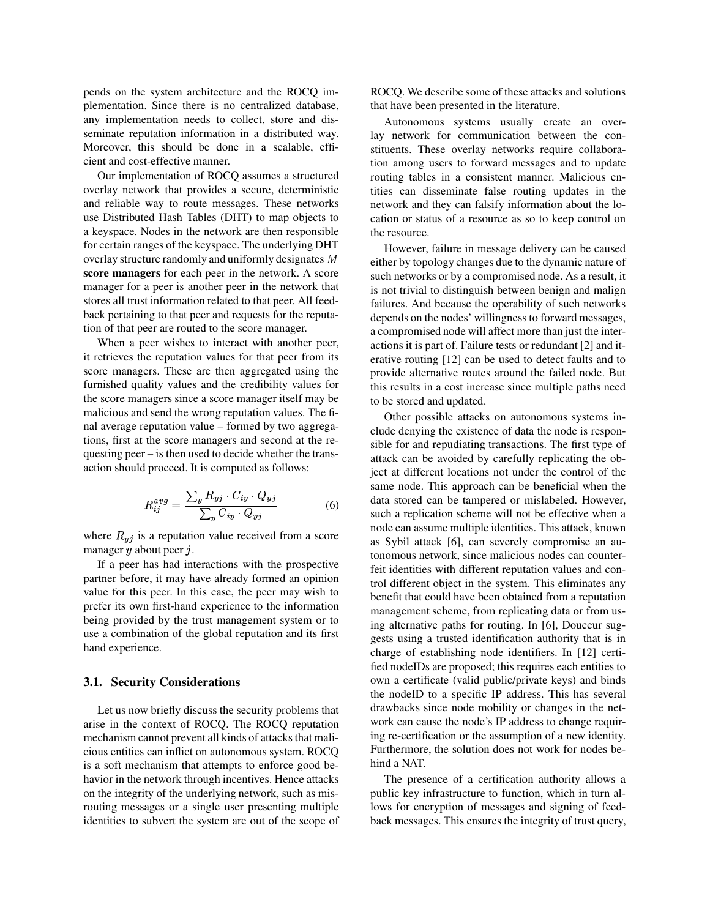pends on the system architecture and the ROCQ implementation. Since there is no centralized database, any implementation needs to collect, store and disseminate reputation information in a distributed way. Moreover, this should be done in a scalable, efficient and cost-effective manner.

Our implementation of ROCQ assumes a structured overlay network that provides a secure, deterministic and reliable way to route messages. These networks use Distributed Hash Tables (DHT) to map objects to a keyspace. Nodes in the network are then responsible for certain ranges of the keyspace. The underlying DHT overlay structure randomly and uniformly designates $M$ **score managers** for each peer in the network. A score manager for a peer is another peer in the network that stores all trust information related to that peer. All feedback pertaining to that peer and requests for the reputation of that peer are routed to the score manager.

When a peer wishes to interact with another peer, it retrieves the reputation values for that peer from its score managers. These are then aggregated using the furnished quality values and the credibility values for the score managers since a score manager itself may be malicious and send the wrong reputation values. The final average reputation value – formed by two aggregations, first at the score managers and second at the requesting peer – is then used to decide whether the transaction should proceed. It is computed as follows:

$$R_{ij}^{avg} = \frac{\sum_y R_{yj} \cdot C_{iy} \cdot Q_{yj}}{\sum_y C_{iy} \cdot Q_{yj}} \qquad (6)$$

where $R_{yj}$ is a reputation value received from a score manager $y$ about peer $j$.

If a peer has had interactions with the prospective partner before, it may have already formed an opinion value for this peer. In this case, the peer may wish to prefer its own first-hand experience to the information being provided by the trust management system or to use a combination of the global reputation and its first hand experience.

### 3.1. Security Considerations

Let us now briefly discuss the security problems that arise in the context of ROCQ. The ROCQ reputation mechanism cannot prevent all kinds of attacks that malicious entities can inflict on autonomous system. ROCQ is a soft mechanism that attempts to enforce good behavior in the network through incentives. Hence attacks on the integrity of the underlying network, such as misrouting messages or a single user presenting multiple identities to subvert the system are out of the scope of ROCQ. We describe some of these attacks and solutions that have been presented in the literature.

Autonomous systems usually create an overlay network for communication between the constituents. These overlay networks require collaboration among users to forward messages and to update routing tables in a consistent manner. Malicious entities can disseminate false routing updates in the network and they can falsify information about the location or status of a resource as so to keep control on the resource.

However, failure in message delivery can be caused either by topology changes due to the dynamic nature of such networks or by a compromised node. As a result, it is not trivial to distinguish between benign and malign failures. And because the operability of such networks depends on the nodes' willingness to forward messages, a compromised node will affect more than just the interactions it is part of. Failure tests or redundant [2] and iterative routing [12] can be used to detect faults and to provide alternative routes around the failed node. But this results in a cost increase since multiple paths need to be stored and updated.

Other possible attacks on autonomous systems include denying the existence of data the node is responsible for and repudiating transactions. The first type of attack can be avoided by carefully replicating the object at different locations not under the control of the same node. This approach can be beneficial when the data stored can be tampered or mislabeled. However, such a replication scheme will not be effective when a node can assume multiple identities. This attack, known as Sybil attack [6], can severely compromise an autonomous network, since malicious nodes can counterfeit identities with different reputation values and control different object in the system. This eliminates any benefit that could have been obtained from a reputation management scheme, from replicating data or from using alternative paths for routing. In [6], Douceur suggests using a trusted identification authority that is in charge of establishing node identifiers. In [12] certified nodeIDs are proposed; this requires each entities to own a certificate (valid public/private keys) and binds the nodeID to a specific IP address. This has several drawbacks since node mobility or changes in the network can cause the node's IP address to change requiring re-certification or the assumption of a new identity. Furthermore, the solution does not work for nodes behind a NAT.

The presence of a certification authority allows a public key infrastructure to function, which in turn allows for encryption of messages and signing of feedback messages. This ensures the integrity of trust query,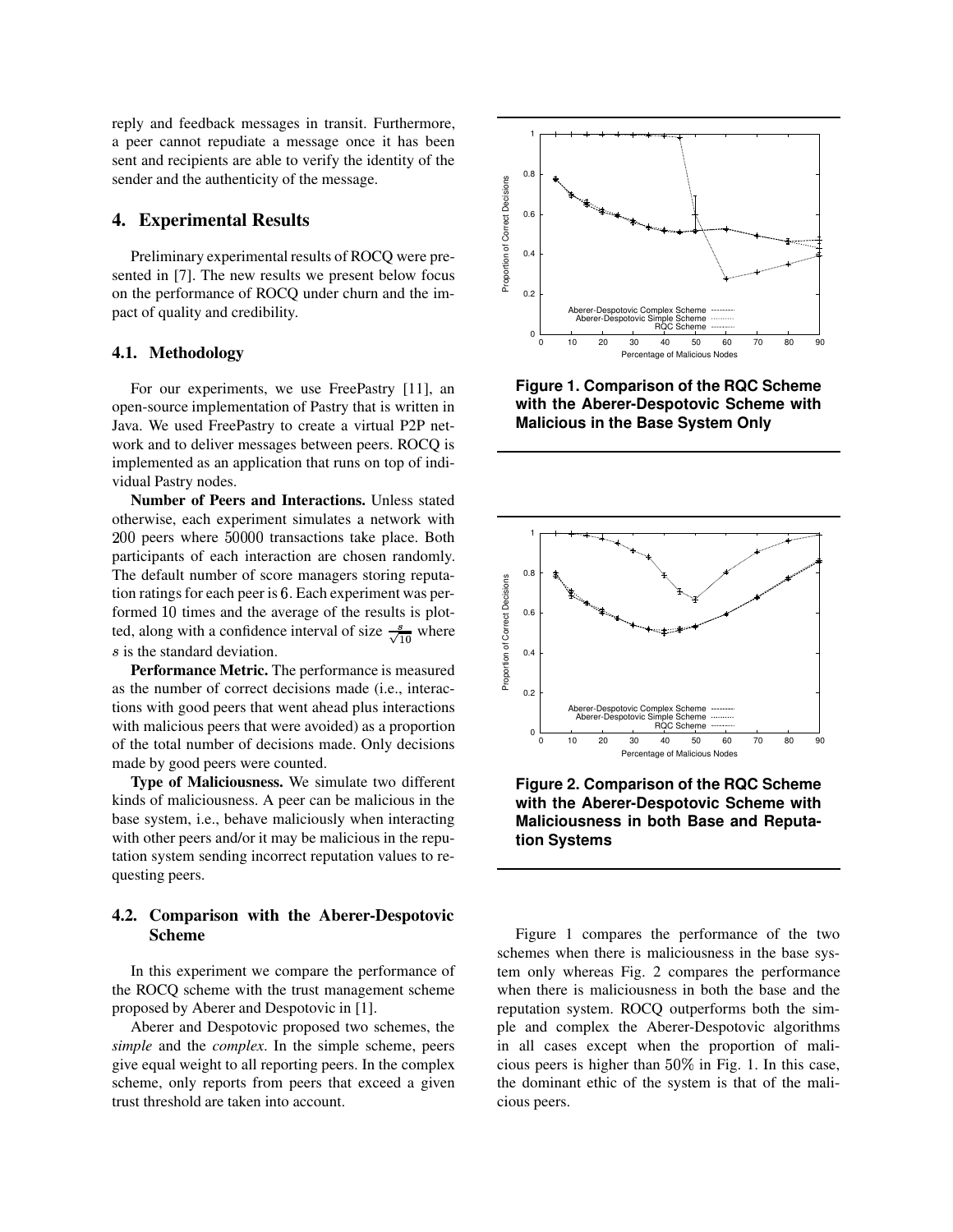reply and feedback messages in transit. Furthermore, a peer cannot repudiate a message once it has been sent and recipients are able to verify the identity of the sender and the authenticity of the message.

## 4. Experimental Results

Preliminary experimental results of ROCQ were presented in [7]. The new results we present below focus on the performance of ROCQ under churn and the impact of quality and credibility.

### 4.1. Methodology

For our experiments, we use FreePastry [11], an open-source implementation of Pastry that is written in Java. We used FreePastry to create a virtual P2P network and to deliver messages between peers. ROCQ is implemented as an application that runs on top of individual Pastry nodes.

**Number of Peers and Interactions.** Unless stated otherwise, each experiment simulates a network with 200 peers where 50000 transactions take place. Both participants of each interaction are chosen randomly. The default number of score managers storing reputation ratings for each peer is 6. Each experiment was performed 10 times and the average of the results is plotted, along with a confidence interval of size $\frac{s}{\sqrt{10}}$ where $s$ is the standard deviation.

**Performance Metric.** The performance is measured as the number of correct decisions made (i.e., interactions with good peers that went ahead plus interactions with malicious peers that were avoided) as a proportion of the total number of decisions made. Only decisions made by good peers were counted.

**Type of Maliciousness.** We simulate two different kinds of maliciousness. A peer can be malicious in the base system, i.e., behave maliciously when interacting with other peers and/or it may be malicious in the reputation system sending incorrect reputation values to requesting peers.

### 4.2. Comparison with the Aberer-Despotovic Scheme

In this experiment we compare the performance of the ROCQ scheme with the trust management scheme proposed by Aberer and Despotovic in [1].

Aberer and Despotovic proposed two schemes, the *simple* and the *complex*. In the simple scheme, peers give equal weight to all reporting peers. In the complex scheme, only reports from peers that exceed a given trust threshold are taken into account.

**Figure 1. Comparison of the RQC Scheme with the Aberer-Despotovic Scheme with Malicious in the Base System Only**

**Figure 2. Comparison of the RQC Scheme with the Aberer-Despotovic Scheme with Maliciousness in both Base and Reputation Systems**

Figure 1 compares the performance of the two schemes when there is maliciousness in the base system only whereas Fig. 2 compares the performance when there is maliciousness in both the base and the reputation system. ROCQ outperforms both the simple and complex the Aberer-Despotovic algorithms in all cases except when the proportion of malicious peers is higher than 50% in Fig. 1. In this case, the dominant ethic of the system is that of the malicious peers.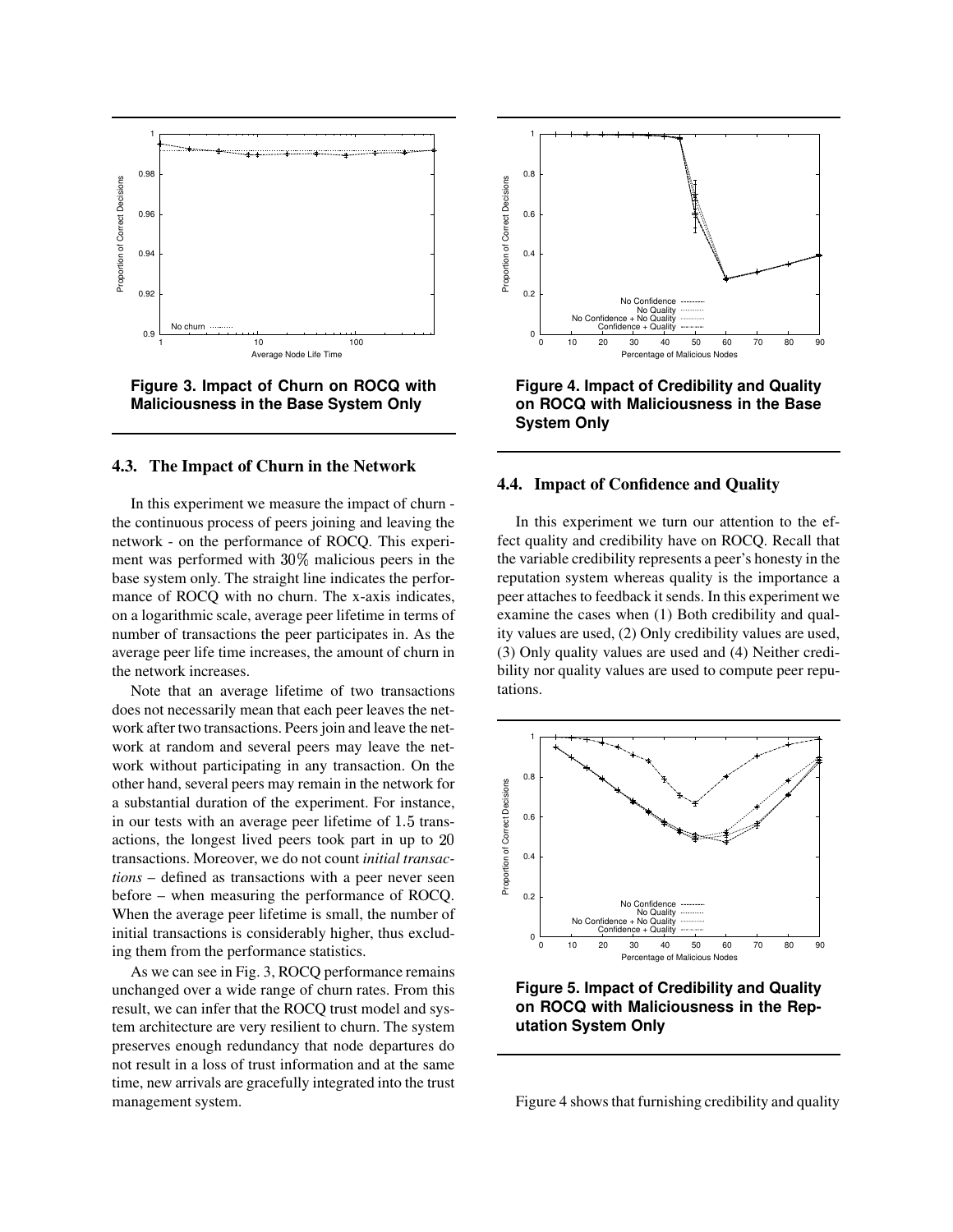Figure 3. Impact of Churn on ROCQ with Maliciousness in the Base System Only

### 4.3. The Impact of Churn in the Network

In this experiment we measure the impact of churn - the continuous process of peers joining and leaving the network - on the performance of ROCQ. This experiment was performed with 30% malicious peers in the base system only. The straight line indicates the performance of ROCQ with no churn. The x-axis indicates, on a logarithmic scale, average peer lifetime in terms of number of transactions the peer participates in. As the average peer life time increases, the amount of churn in the network increases.

Note that an average lifetime of two transactions does not necessarily mean that each peer leaves the network after two transactions. Peers join and leave the network at random and several peers may leave the network without participating in any transaction. On the other hand, several peers may remain in the network for a substantial duration of the experiment. For instance, in our tests with an average peer lifetime of 1.5 transactions, the longest lived peers took part in up to 20 transactions. Moreover, we do not count *initial transactions* – defined as transactions with a peer never seen before – when measuring the performance of ROCQ. When the average peer lifetime is small, the number of initial transactions is considerably higher, thus excluding them from the performance statistics.

As we can see in Fig. 3, ROCQ performance remains unchanged over a wide range of churn rates. From this result, we can infer that the ROCQ trust model and system architecture are very resilient to churn. The system preserves enough redundancy that node departures do not result in a loss of trust information and at the same time, new arrivals are gracefully integrated into the trust management system.

Figure 4. Impact of Credibility and Quality on ROCQ with Maliciousness in the Base System Only

### 4.4. Impact of Confidence and Quality

In this experiment we turn our attention to the effect quality and credibility have on ROCQ. Recall that the variable credibility represents a peer's honesty in the reputation system whereas quality is the importance a peer attaches to feedback it sends. In this experiment we examine the cases when (1) Both credibility and quality values are used, (2) Only credibility values are used, (3) Only quality values are used and (4) Neither credibility nor quality values are used to compute peer reputations.

Figure 5. Impact of Credibility and Quality on ROCQ with Maliciousness in the Reputation System Only

Figure 4 shows that furnishing credibility and quality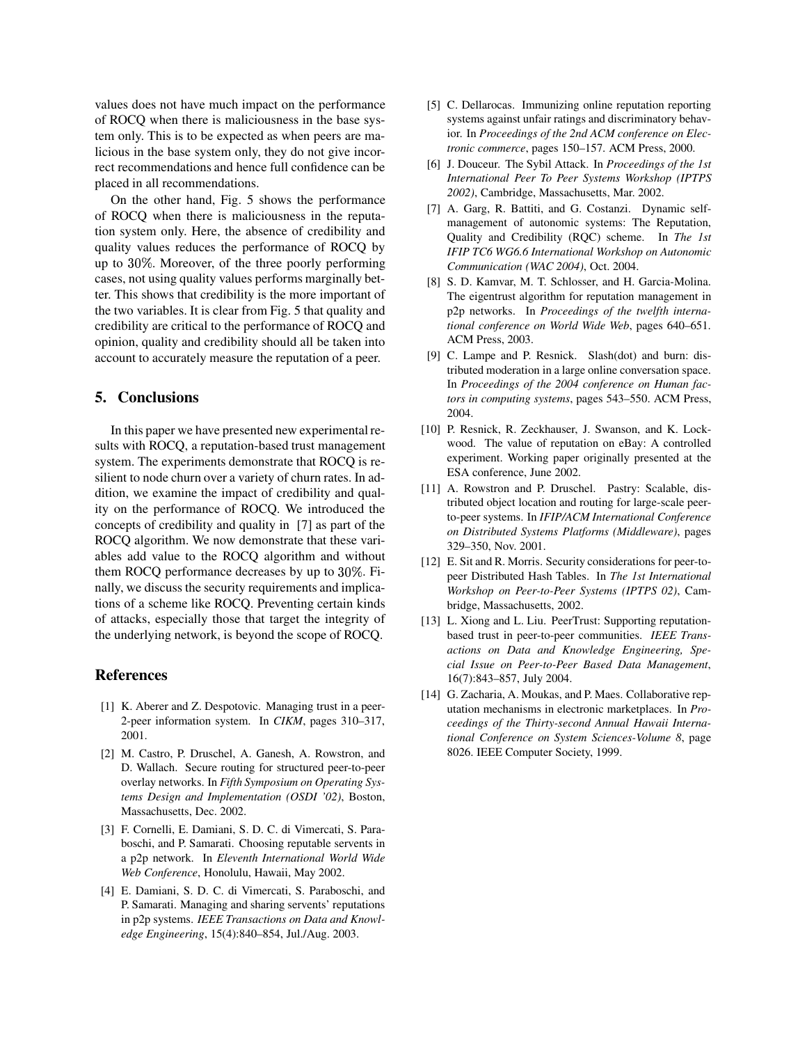values does not have much impact on the performance of ROCQ when there is maliciousness in the base system only. This is to be expected as when peers are malicious in the base system only, they do not give incorrect recommendations and hence full confidence can be placed in all recommendations.

On the other hand, Fig. 5 shows the performance of ROCQ when there is maliciousness in the reputation system only. Here, the absence of credibility and quality values reduces the performance of ROCQ by up to $30\%$. Moreover, of the three poorly performing cases, not using quality values performs marginally better. This shows that credibility is the more important of the two variables. It is clear from Fig. 5 that quality and credibility are critical to the performance of ROCQ and opinion, quality and credibility should all be taken into account to accurately measure the reputation of a peer.

## 5. Conclusions

In this paper we have presented new experimental results with ROCQ, a reputation-based trust management system. The experiments demonstrate that ROCQ is resilient to node churn over a variety of churn rates. In addition, we examine the impact of credibility and quality on the performance of ROCQ. We introduced the concepts of credibility and quality in [7] as part of the ROCQ algorithm. We now demonstrate that these variables add value to the ROCQ algorithm and without them ROCQ performance decreases by up to $30\%$. Finally, we discuss the security requirements and implications of a scheme like ROCQ. Preventing certain kinds of attacks, especially those that target the integrity of the underlying network, is beyond the scope of ROCQ.

## References

[1] K. Aberer and Z. Despotovic. Managing trust in a peer-2-peer information system. In *CIKM*, pages 310–317, 2001.

[2] M. Castro, P. Druschel, A. Ganesh, A. Rowstron, and D. Wallach. Secure routing for structured peer-to-peer overlay networks. In *Fifth Symposium on Operating Systems Design and Implementation (OSDI '02)*, Boston, Massachusetts, Dec. 2002.

[3] F. Cornelli, E. Damiani, S. D. C. di Vimercati, S. Paraboschi, and P. Samarati. Choosing reputable servents in a p2p network. In *Eleventh International World Wide Web Conference*, Honolulu, Hawaii, May 2002.

[4] E. Damiani, S. D. C. di Vimercati, S. Paraboschi, and P. Samarati. Managing and sharing servents' reputations in p2p systems. *IEEE Transactions on Data and Knowledge Engineering*, 15(4):840–854, Jul./Aug. 2003.

[5] C. Dellarocas. Immunizing online reputation reporting systems against unfair ratings and discriminatory behavior. In *Proceedings of the 2nd ACM conference on Electronic commerce*, pages 150–157. ACM Press, 2000.

[6] J. Douceur. The Sybil Attack. In *Proceedings of the 1st International Peer To Peer Systems Workshop (IPTPS 2002)*, Cambridge, Massachusetts, Mar. 2002.

[7] A. Garg, R. Battiti, and G. Costanzi. Dynamic self-management of autonomic systems: The Reputation, Quality and Credibility (RQC) scheme. In *The 1st IFIP TC6 WG6.6 International Workshop on Autonomic Communication (WAC 2004)*, Oct. 2004.

[8] S. D. Kamvar, M. T. Schlosser, and H. Garcia-Molina. The eigentrust algorithm for reputation management in p2p networks. In *Proceedings of the twelfth international conference on World Wide Web*, pages 640–651. ACM Press, 2003.

[9] C. Lampe and P. Resnick. Slash(dot) and burn: distributed moderation in a large online conversation space. In *Proceedings of the 2004 conference on Human factors in computing systems*, pages 543–550. ACM Press, 2004.

[10] P. Resnick, R. Zeckhauser, J. Swanson, and K. Lockwood. The value of reputation on eBay: A controlled experiment. Working paper originally presented at the ESA conference, June 2002.

[11] A. Rowstron and P. Druschel. Pastry: Scalable, distributed object location and routing for large-scale peer-to-peer systems. In *IFIP/ACM International Conference on Distributed Systems Platforms (Middleware)*, pages 329–350, Nov. 2001.

[12] E. Sit and R. Morris. Security considerations for peer-to-peer Distributed Hash Tables. In *The 1st International Workshop on Peer-to-Peer Systems (IPTPS 02)*, Cambridge, Massachusetts, 2002.

[13] L. Xiong and L. Liu. PeerTrust: Supporting reputation-based trust in peer-to-peer communities. *IEEE Transactions on Data and Knowledge Engineering, Special Issue on Peer-to-Peer Based Data Management*, 16(7):843–857, July 2004.

[14] G. Zacharia, A. Moukas, and P. Maes. Collaborative reputation mechanisms in electronic marketplaces. In *Proceedings of the Thirty-second Annual Hawaii International Conference on System Sciences-Volume 8*, page 8026. IEEE Computer Society, 1999.